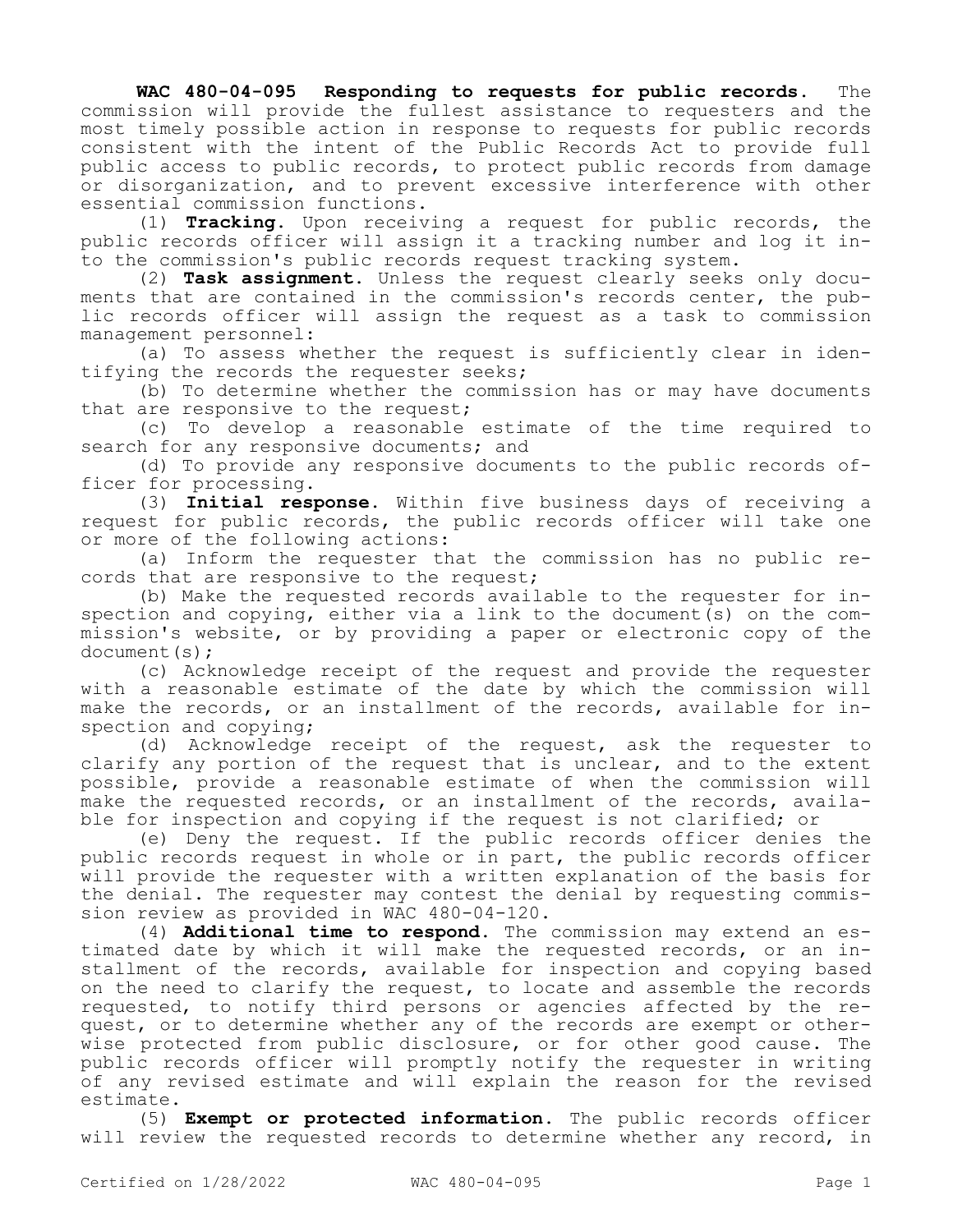**WAC 480-04-095 Responding to requests for public records.** The commission will provide the fullest assistance to requesters and the most timely possible action in response to requests for public records consistent with the intent of the Public Records Act to provide full public access to public records, to protect public records from damage or disorganization, and to prevent excessive interference with other essential commission functions.

(1) **Tracking.** Upon receiving a request for public records, the public records officer will assign it a tracking number and log it into the commission's public records request tracking system.

(2) **Task assignment.** Unless the request clearly seeks only documents that are contained in the commission's records center, the public records officer will assign the request as a task to commission management personnel:

(a) To assess whether the request is sufficiently clear in identifying the records the requester seeks;

(b) To determine whether the commission has or may have documents that are responsive to the request;

(c) To develop a reasonable estimate of the time required to search for any responsive documents; and

(d) To provide any responsive documents to the public records officer for processing.

(3) **Initial response.** Within five business days of receiving a request for public records, the public records officer will take one or more of the following actions:

(a) Inform the requester that the commission has no public records that are responsive to the request;

(b) Make the requested records available to the requester for inspection and copying, either via a link to the document(s) on the commission's website, or by providing a paper or electronic copy of the document(s);

(c) Acknowledge receipt of the request and provide the requester with a reasonable estimate of the date by which the commission will make the records, or an installment of the records, available for inspection and copying;

(d) Acknowledge receipt of the request, ask the requester to clarify any portion of the request that is unclear, and to the extent possible, provide a reasonable estimate of when the commission will make the requested records, or an installment of the records, available for inspection and copying if the request is not clarified; or

(e) Deny the request. If the public records officer denies the public records request in whole or in part, the public records officer will provide the requester with a written explanation of the basis for the denial. The requester may contest the denial by requesting commission review as provided in WAC 480-04-120.

(4) **Additional time to respond.** The commission may extend an estimated date by which it will make the requested records, or an installment of the records, available for inspection and copying based on the need to clarify the request, to locate and assemble the records requested, to notify third persons or agencies affected by the request, or to determine whether any of the records are exempt or otherwise protected from public disclosure, or for other good cause. The public records officer will promptly notify the requester in writing of any revised estimate and will explain the reason for the revised estimate.

(5) **Exempt or protected information.** The public records officer will review the requested records to determine whether any record, in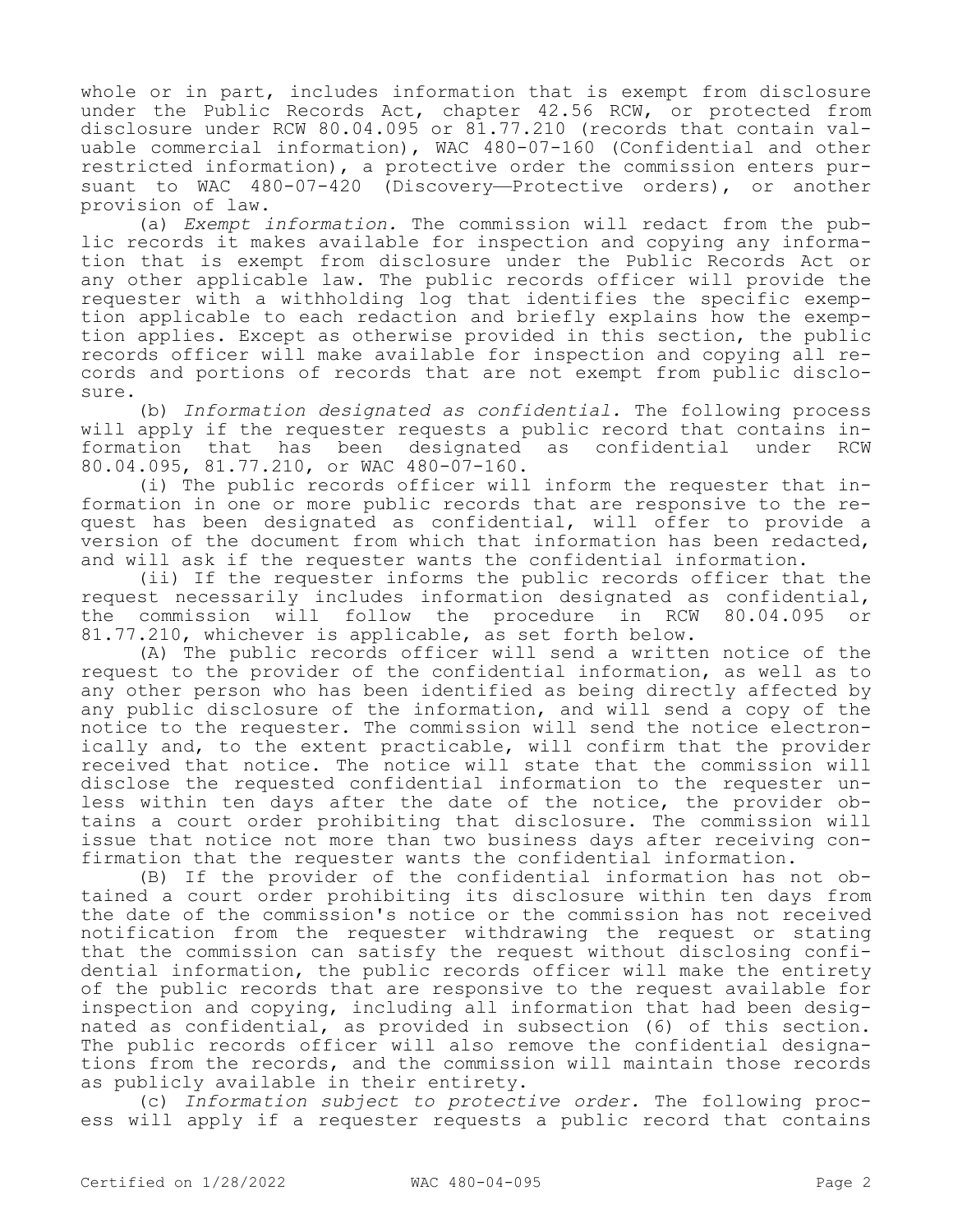whole or in part, includes information that is exempt from disclosure under the Public Records Act, chapter 42.56 RCW, or protected from disclosure under RCW 80.04.095 or 81.77.210 (records that contain valuable commercial information), WAC 480-07-160 (Confidential and other restricted information), a protective order the commission enters pursuant to WAC 480-07-420 (Discovery—Protective orders), or another provision of law.

(a) *Exempt information.* The commission will redact from the public records it makes available for inspection and copying any information that is exempt from disclosure under the Public Records Act or any other applicable law. The public records officer will provide the requester with a withholding log that identifies the specific exemption applicable to each redaction and briefly explains how the exemption applies. Except as otherwise provided in this section, the public records officer will make available for inspection and copying all records and portions of records that are not exempt from public disclosure.

(b) *Information designated as confidential.* The following process will apply if the requester requests a public record that contains information that has been designated as confidential under RCW 80.04.095, 81.77.210, or WAC 480-07-160.

(i) The public records officer will inform the requester that information in one or more public records that are responsive to the request has been designated as confidential, will offer to provide a version of the document from which that information has been redacted, and will ask if the requester wants the confidential information.

(ii) If the requester informs the public records officer that the request necessarily includes information designated as confidential, the commission will follow the procedure in RCW 80.04.095 or 81.77.210, whichever is applicable, as set forth below.

(A) The public records officer will send a written notice of the request to the provider of the confidential information, as well as to any other person who has been identified as being directly affected by any public disclosure of the information, and will send a copy of the notice to the requester. The commission will send the notice electronically and, to the extent practicable, will confirm that the provider received that notice. The notice will state that the commission will disclose the requested confidential information to the requester unless within ten days after the date of the notice, the provider obtains a court order prohibiting that disclosure. The commission will issue that notice not more than two business days after receiving confirmation that the requester wants the confidential information.

(B) If the provider of the confidential information has not obtained a court order prohibiting its disclosure within ten days from the date of the commission's notice or the commission has not received notification from the requester withdrawing the request or stating that the commission can satisfy the request without disclosing confidential information, the public records officer will make the entirety of the public records that are responsive to the request available for inspection and copying, including all information that had been designated as confidential, as provided in subsection (6) of this section. The public records officer will also remove the confidential designations from the records, and the commission will maintain those records as publicly available in their entirety.

(c) *Information subject to protective order.* The following process will apply if a requester requests a public record that contains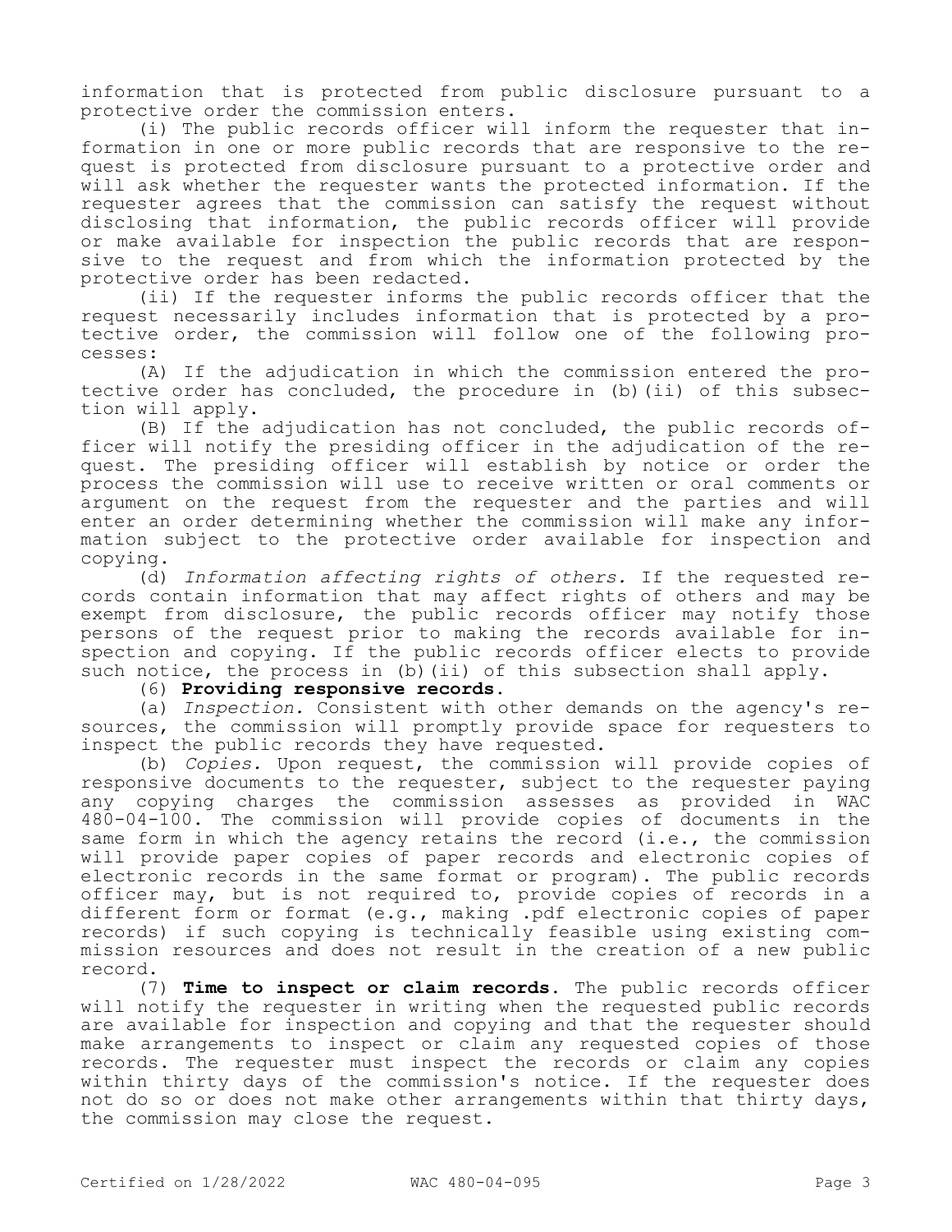information that is protected from public disclosure pursuant to a protective order the commission enters.

(i) The public records officer will inform the requester that information in one or more public records that are responsive to the request is protected from disclosure pursuant to a protective order and will ask whether the requester wants the protected information. If the requester agrees that the commission can satisfy the request without disclosing that information, the public records officer will provide or make available for inspection the public records that are responsive to the request and from which the information protected by the protective order has been redacted.

(ii) If the requester informs the public records officer that the request necessarily includes information that is protected by a protective order, the commission will follow one of the following processes:

(A) If the adjudication in which the commission entered the protective order has concluded, the procedure in (b)(ii) of this subsection will apply.

(B) If the adjudication has not concluded, the public records officer will notify the presiding officer in the adjudication of the request. The presiding officer will establish by notice or order the process the commission will use to receive written or oral comments or argument on the request from the requester and the parties and will enter an order determining whether the commission will make any information subject to the protective order available for inspection and copying.

(d) *Information affecting rights of others.* If the requested records contain information that may affect rights of others and may be exempt from disclosure, the public records officer may notify those persons of the request prior to making the records available for inspection and copying. If the public records officer elects to provide such notice, the process in (b)(ii) of this subsection shall apply.

(6) **Providing responsive records.**

(a) *Inspection.* Consistent with other demands on the agency's resources, the commission will promptly provide space for requesters to inspect the public records they have requested.

(b) *Copies.* Upon request, the commission will provide copies of responsive documents to the requester, subject to the requester paying any copying charges the commission assesses as provided in WAC 480-04-100. The commission will provide copies of documents in the same form in which the agency retains the record (i.e., the commission will provide paper copies of paper records and electronic copies of electronic records in the same format or program). The public records officer may, but is not required to, provide copies of records in a different form or format (e.g., making .pdf electronic copies of paper records) if such copying is technically feasible using existing commission resources and does not result in the creation of a new public record.

(7) **Time to inspect or claim records.** The public records officer will notify the requester in writing when the requested public records are available for inspection and copying and that the requester should make arrangements to inspect or claim any requested copies of those records. The requester must inspect the records or claim any copies within thirty days of the commission's notice. If the requester does not do so or does not make other arrangements within that thirty days, the commission may close the request.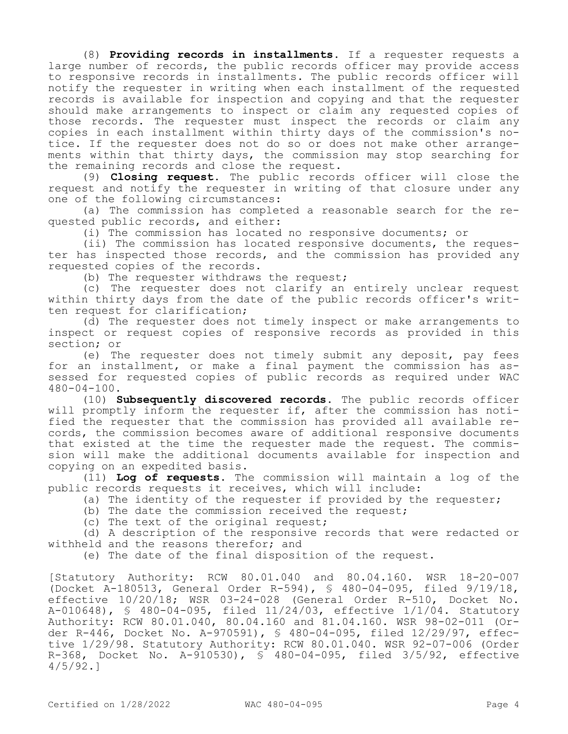(8) **Providing records in installments.** If a requester requests a large number of records, the public records officer may provide access to responsive records in installments. The public records officer will notify the requester in writing when each installment of the requested records is available for inspection and copying and that the requester should make arrangements to inspect or claim any requested copies of those records. The requester must inspect the records or claim any copies in each installment within thirty days of the commission's notice. If the requester does not do so or does not make other arrangements within that thirty days, the commission may stop searching for the remaining records and close the request.

(9) **Closing request.** The public records officer will close the request and notify the requester in writing of that closure under any one of the following circumstances:

(a) The commission has completed a reasonable search for the requested public records, and either:

(i) The commission has located no responsive documents; or

(ii) The commission has located responsive documents, the requester has inspected those records, and the commission has provided any requested copies of the records.

(b) The requester withdraws the request;

(c) The requester does not clarify an entirely unclear request within thirty days from the date of the public records officer's written request for clarification;

(d) The requester does not timely inspect or make arrangements to inspect or request copies of responsive records as provided in this section; or

(e) The requester does not timely submit any deposit, pay fees for an installment, or make a final payment the commission has assessed for requested copies of public records as required under WAC 480-04-100.

(10) **Subsequently discovered records.** The public records officer will promptly inform the requester if, after the commission has notified the requester that the commission has provided all available records, the commission becomes aware of additional responsive documents that existed at the time the requester made the request. The commission will make the additional documents available for inspection and copying on an expedited basis.

(11) **Log of requests.** The commission will maintain a log of the public records requests it receives, which will include:

(a) The identity of the requester if provided by the requester;

(b) The date the commission received the request;

(c) The text of the original request;

(d) A description of the responsive records that were redacted or withheld and the reasons therefor; and

(e) The date of the final disposition of the request.

[Statutory Authority: RCW 80.01.040 and 80.04.160. WSR 18-20-007 (Docket A-180513, General Order R-594), § 480-04-095, filed 9/19/18, effective 10/20/18; WSR 03-24-028 (General Order R-510, Docket No. A-010648), § 480-04-095, filed 11/24/03, effective 1/1/04. Statutory Authority: RCW 80.01.040, 80.04.160 and 81.04.160. WSR 98-02-011 (Order R-446, Docket No. A-970591), § 480-04-095, filed 12/29/97, effective 1/29/98. Statutory Authority: RCW 80.01.040. WSR 92-07-006 (Order R-368, Docket No. A-910530), § 480-04-095, filed 3/5/92, effective 4/5/92.]